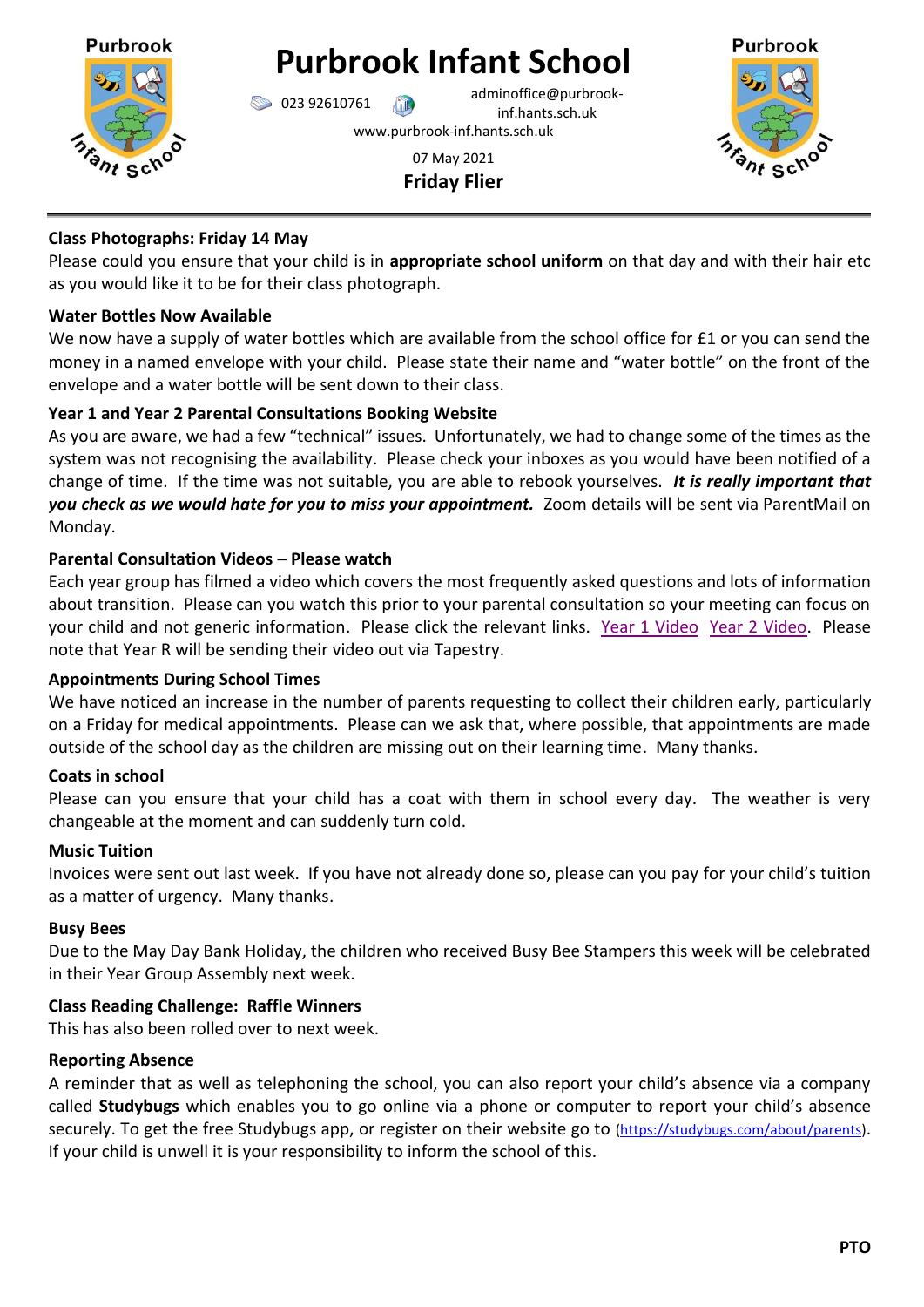# Purbrook Infant School

023 92610761 adminoffice@purbrook-inf.hants.sch.uk

www.purbrook-inf.hants.sch.uk

07 May 2021

**Friday Flier**

**Class Photographs: Friday 14 May**

Please could you ensure that your child is in **appropriate school uniform** on that day and with their hair etc as you would like it to be for their class photograph.

**Water Bottles Now Available**

We now have a supply of water bottles which are available from the school office for £1 or you can send the money in a named envelope with your child. Please state their name and "water bottle" on the front of the envelope and a water bottle will be sent down to their class.

**Year 1 and Year 2 Parental Consultations Booking Website**

As you are aware, we had a few "technical" issues. Unfortunately, we had to change some of the times as the system was not recognising the availability. Please check your inboxes as you would have been notified of a change of time. If the time was not suitable, you are able to rebook yourselves. ***It is really important that you check as we would hate for you to miss your appointment.*** Zoom details will be sent via ParentMail on Monday.

**Parental Consultation Videos – Please watch**

Each year group has filmed a video which covers the most frequently asked questions and lots of information about transition. Please can you watch this prior to your parental consultation so your meeting can focus on your child and not generic information. Please click the relevant links. Year 1 Video Year 2 Video. Please note that Year R will be sending their video out via Tapestry.

**Appointments During School Times**

We have noticed an increase in the number of parents requesting to collect their children early, particularly on a Friday for medical appointments. Please can we ask that, where possible, that appointments are made outside of the school day as the children are missing out on their learning time. Many thanks.

**Coats in school**

Please can you ensure that your child has a coat with them in school every day. The weather is very changeable at the moment and can suddenly turn cold.

**Music Tuition**

Invoices were sent out last week. If you have not already done so, please can you pay for your child's tuition as a matter of urgency. Many thanks.

**Busy Bees**

Due to the May Day Bank Holiday, the children who received Busy Bee Stampers this week will be celebrated in their Year Group Assembly next week.

**Class Reading Challenge: Raffle Winners**

This has also been rolled over to next week.

**Reporting Absence**

A reminder that as well as telephoning the school, you can also report your child's absence via a company called **Studybugs** which enables you to go online via a phone or computer to report your child's absence securely. To get the free Studybugs app, or register on their website go to (https://studybugs.com/about/parents). If your child is unwell it is your responsibility to inform the school of this.

**PTO**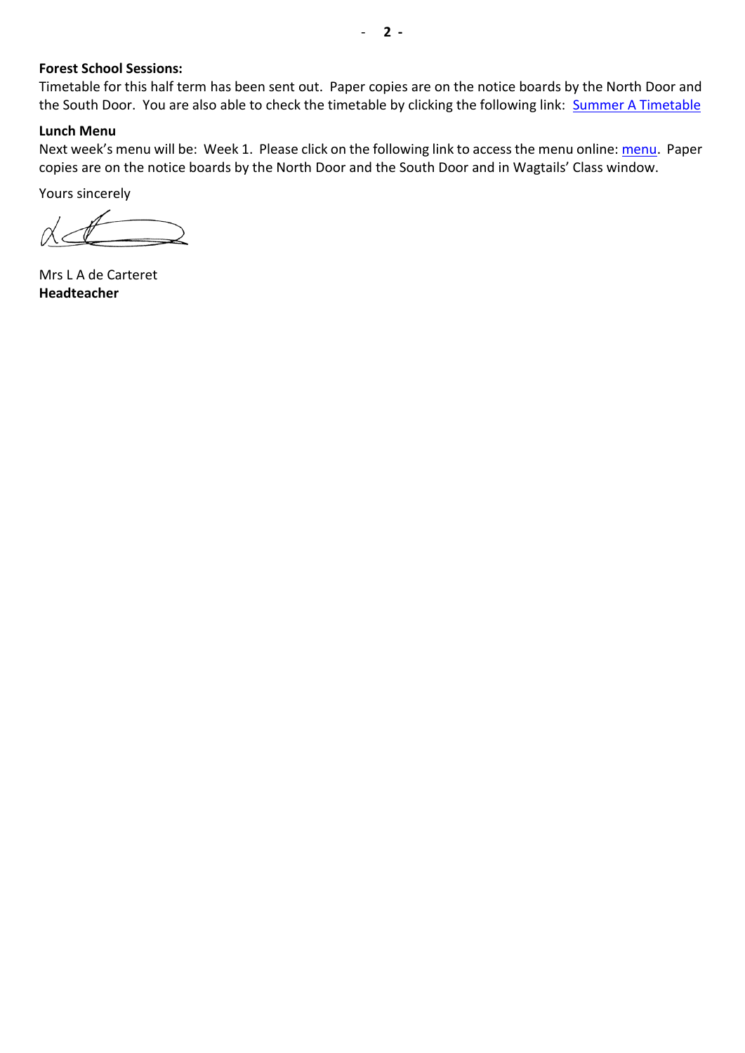**Forest School Sessions:**
Timetable for this half term has been sent out. Paper copies are on the notice boards by the North Door and the South Door. You are also able to check the timetable by clicking the following link: Summer A Timetable

**Lunch Menu**
Next week's menu will be: Week 1. Please click on the following link to access the menu online: menu. Paper copies are on the notice boards by the North Door and the South Door and in Wagtails' Class window.

Yours sincerely

Mrs L A de Carteret
**Headteacher**